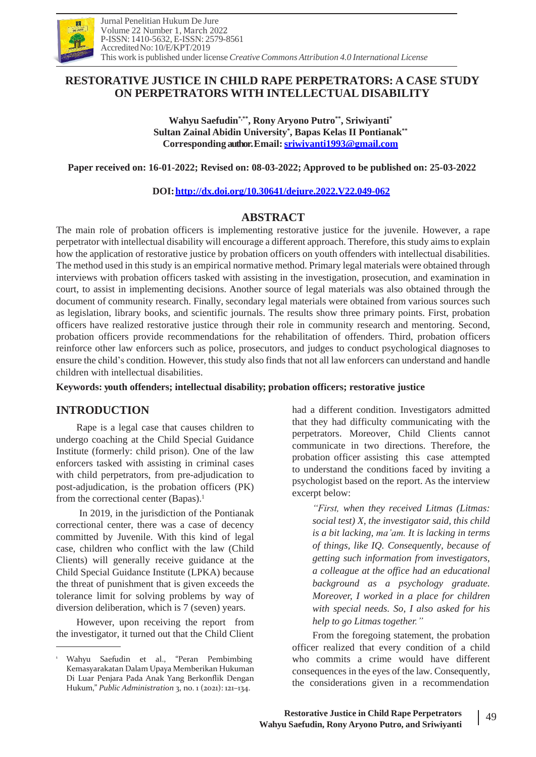# RESTORATIVE JUSTICE IN CHILD RAPE PERPETRATORS: A CASE STUDY ON PERPETRATORS WITH INTELLECTUAL DISABILITY

**Wahyu Saefudin[*,**], Rony Aryono Putro[**], Sriwiyanti[*]**
**Sultan Zainal Abidin University[*], Bapas Kelas II Pontianak[**]**
**Corresponding author. Email: sriwiyanti1993@gmail.com**

**Paper received on: 16-01-2022; Revised on: 08-03-2022; Approved to be published on: 25-03-2022**

**DOI: http://dx.doi.org/10.30641/dejure.2022.V22.049-062**

## ABSTRACT

The main role of probation officers is implementing restorative justice for the juvenile. However, a rape perpetrator with intellectual disability will encourage a different approach. Therefore, this study aims to explain how the application of restorative justice by probation officers on youth offenders with intellectual disabilities. The method used in this study is an empirical normative method. Primary legal materials were obtained through interviews with probation officers tasked with assisting in the investigation, prosecution, and examination in court, to assist in implementing decisions. Another source of legal materials was also obtained through the document of community research. Finally, secondary legal materials were obtained from various sources such as legislation, library books, and scientific journals. The results show three primary points. First, probation officers have realized restorative justice through their role in community research and mentoring. Second, probation officers provide recommendations for the rehabilitation of offenders. Third, probation officers reinforce other law enforcers such as police, prosecutors, and judges to conduct psychological diagnoses to ensure the child's condition. However, this study also finds that not all law enforcers can understand and handle children with intellectual disabilities.

**Keywords: youth offenders; intellectual disability; probation officers; restorative justice**

## INTRODUCTION

Rape is a legal case that causes children to undergo coaching at the Child Special Guidance Institute (formerly: child prison). One of the law enforcers tasked with assisting in criminal cases with child perpetrators, from pre-adjudication to post-adjudication, is the probation officers (PK) from the correctional center (Bapas).[1]

In 2019, in the jurisdiction of the Pontianak correctional center, there was a case of decency committed by Juvenile. With this kind of legal case, children who conflict with the law (Child Clients) will generally receive guidance at the Child Special Guidance Institute (LPKA) because the threat of punishment that is given exceeds the tolerance limit for solving problems by way of diversion deliberation, which is 7 (seven) years.

However, upon receiving the report from the investigator, it turned out that the Child Client had a different condition. Investigators admitted that they had difficulty communicating with the perpetrators. Moreover, Child Clients cannot communicate in two directions. Therefore, the probation officer assisting this case attempted to understand the conditions faced by inviting a psychologist based on the report. As the interview excerpt below:

> *"First, when they received Litmas (Litmas: social test) X, the investigator said, this child is a bit lacking, ma'am. It is lacking in terms of things, like IQ. Consequently, because of getting such information from investigators, a colleague at the office had an educational background as a psychology graduate. Moreover, I worked in a place for children with special needs. So, I also asked for his help to go Litmas together."*

From the foregoing statement, the probation officer realized that every condition of a child who commits a crime would have different consequences in the eyes of the law. Consequently, the considerations given in a recommendation

---

[1] Wahyu Saefudin et al., "Peran Pembimbing Kemasyarakatan Dalam Upaya Memberikan Hukuman Di Luar Penjara Pada Anak Yang Berkonflik Dengan Hukum," *Public Administration* 3, no. 1 (2021): 121–134.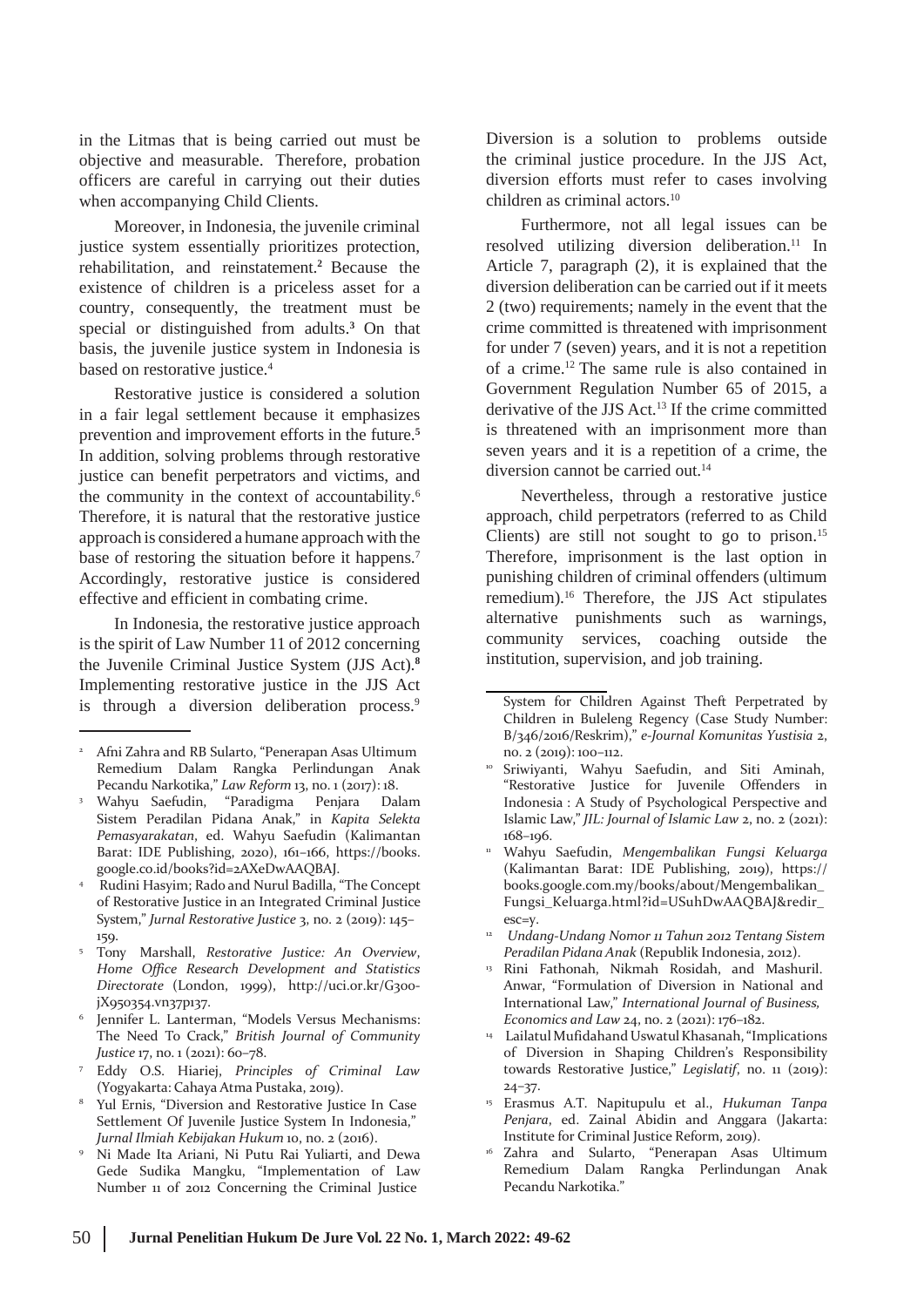in the Litmas that is being carried out must be objective and measurable. Therefore, probation officers are careful in carrying out their duties when accompanying Child Clients.

Moreover, in Indonesia, the juvenile criminal justice system essentially prioritizes protection, rehabilitation, and reinstatement.[2] Because the existence of children is a priceless asset for a country, consequently, the treatment must be special or distinguished from adults.[3] On that basis, the juvenile justice system in Indonesia is based on restorative justice.[4]

Restorative justice is considered a solution in a fair legal settlement because it emphasizes prevention and improvement efforts in the future.[5] In addition, solving problems through restorative justice can benefit perpetrators and victims, and the community in the context of accountability.[6] Therefore, it is natural that the restorative justice approach is considered a humane approach with the base of restoring the situation before it happens.[7] Accordingly, restorative justice is considered effective and efficient in combating crime.

In Indonesia, the restorative justice approach is the spirit of Law Number 11 of 2012 concerning the Juvenile Criminal Justice System (JJS Act).[8] Implementing restorative justice in the JJS Act is through a diversion deliberation process.[9] Diversion is a solution to problems outside the criminal justice procedure. In the JJS Act, diversion efforts must refer to cases involving children as criminal actors.[10]

Furthermore, not all legal issues can be resolved utilizing diversion deliberation.[11] In Article 7, paragraph (2), it is explained that the diversion deliberation can be carried out if it meets 2 (two) requirements; namely in the event that the crime committed is threatened with imprisonment for under 7 (seven) years, and it is not a repetition of a crime.[12] The same rule is also contained in Government Regulation Number 65 of 2015, a derivative of the JJS Act.[13] If the crime committed is threatened with an imprisonment more than seven years and it is a repetition of a crime, the diversion cannot be carried out.[14]

Nevertheless, through a restorative justice approach, child perpetrators (referred to as Child Clients) are still not sought to go to prison.[15] Therefore, imprisonment is the last option in punishing children of criminal offenders (ultimum remedium).[16] Therefore, the JJS Act stipulates alternative punishments such as warnings, community services, coaching outside the institution, supervision, and job training.

---

2 Afni Zahra and RB Sularto, "Penerapan Asas Ultimum Remedium Dalam Rangka Perlindungan Anak Pecandu Narkotika," *Law Reform* 13, no. 1 (2017): 18.

3 Wahyu Saefudin, "Paradigma Penjara Dalam Sistem Peradilan Pidana Anak," in *Kapita Selekta Pemasyarakatan*, ed. Wahyu Saefudin (Kalimantan Barat: IDE Publishing, 2020), 161–166, https://books.google.co.id/books?id=2AXeDwAAQBAJ.

4 Rudini Hasyim; Rado and Nurul Badilla, "The Concept of Restorative Justice in an Integrated Criminal Justice System," *Jurnal Restorative Justice* 3, no. 2 (2019): 145–159.

5 Tony Marshall, *Restorative Justice: An Overview*, *Home Office Research Development and Statistics Directorate* (London, 1999), http://uci.or.kr/G300-jX950354.vn37p137.

6 Jennifer L. Lanterman, "Models Versus Mechanisms: The Need To Crack," *British Journal of Community Justice* 17, no. 1 (2021): 60–78.

7 Eddy O.S. Hiariej, *Principles of Criminal Law* (Yogyakarta: Cahaya Atma Pustaka, 2019).

8 Yul Ernis, "Diversion and Restorative Justice In Case Settlement Of Juvenile Justice System In Indonesia," *Jurnal Ilmiah Kebijakan Hukum* 10, no. 2 (2016).

9 Ni Made Ita Ariani, Ni Putu Rai Yuliarti, and Dewa Gede Sudika Mangku, "Implementation of Law Number 11 of 2012 Concerning the Criminal Justice System for Children Against Theft Perpetrated by Children in Buleleng Regency (Case Study Number: B/346/2016/Reskrim)," *e-Journal Komunitas Yustisia* 2, no. 2 (2019): 100–112.

10 Sriwiyanti, Wahyu Saefudin, and Siti Aminah, "Restorative Justice for Juvenile Offenders in Indonesia : A Study of Psychological Perspective and Islamic Law," *JIL: Journal of Islamic Law* 2, no. 2 (2021): 168–196.

11 Wahyu Saefudin, *Mengembalikan Fungsi Keluarga* (Kalimantan Barat: IDE Publishing, 2019), https://books.google.com.my/books/about/Mengembalikan_Fungsi_Keluarga.html?id=USuhDwAAQBAJ&redir_esc=y.

12 *Undang-Undang Nomor 11 Tahun 2012 Tentang Sistem Peradilan Pidana Anak* (Republik Indonesia, 2012).

13 Rini Fathonah, Nikmah Rosidah, and Mashuril. Anwar, "Formulation of Diversion in National and International Law," *International Journal of Business, Economics and Law* 24, no. 2 (2021): 176–182.

14 Lailatul Mufidahand Uswatul Khasanah, "Implications of Diversion in Shaping Children's Responsibility towards Restorative Justice," *Legislatif*, no. 11 (2019): 24–37.

15 Erasmus A.T. Napitupulu et al., *Hukuman Tanpa Penjara*, ed. Zainal Abidin and Anggara (Jakarta: Institute for Criminal Justice Reform, 2019).

16 Zahra and Sularto, "Penerapan Asas Ultimum Remedium Dalam Rangka Perlindungan Anak Pecandu Narkotika."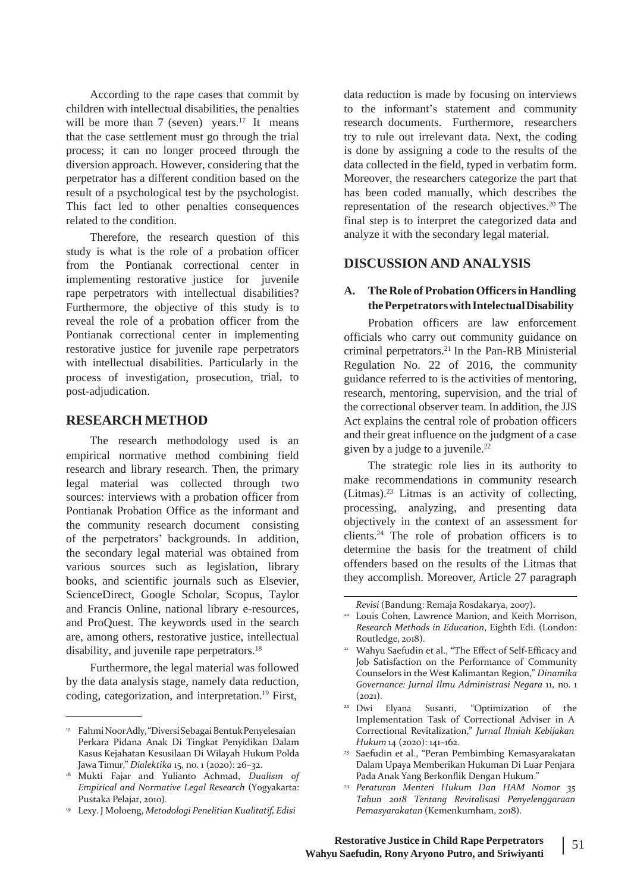According to the rape cases that commit by children with intellectual disabilities, the penalties will be more than 7 (seven) years.[17] It means that the case settlement must go through the trial process; it can no longer proceed through the diversion approach. However, considering that the perpetrator has a different condition based on the result of a psychological test by the psychologist. This fact led to other penalties consequences related to the condition.

Therefore, the research question of this study is what is the role of a probation officer from the Pontianak correctional center in implementing restorative justice for juvenile rape perpetrators with intellectual disabilities? Furthermore, the objective of this study is to reveal the role of a probation officer from the Pontianak correctional center in implementing restorative justice for juvenile rape perpetrators with intellectual disabilities. Particularly in the process of investigation, prosecution, trial, to post-adjudication.

## RESEARCH METHOD

The research methodology used is an empirical normative method combining field research and library research. Then, the primary legal material was collected through two sources: interviews with a probation officer from Pontianak Probation Office as the informant and the community research document consisting of the perpetrators' backgrounds. In addition, the secondary legal material was obtained from various sources such as legislation, library books, and scientific journals such as Elsevier, ScienceDirect, Google Scholar, Scopus, Taylor and Francis Online, national library e-resources, and ProQuest. The keywords used in the search are, among others, restorative justice, intellectual disability, and juvenile rape perpetrators.[18]

Furthermore, the legal material was followed by the data analysis stage, namely data reduction, coding, categorization, and interpretation.[19] First, data reduction is made by focusing on interviews to the informant's statement and community research documents. Furthermore, researchers try to rule out irrelevant data. Next, the coding is done by assigning a code to the results of the data collected in the field, typed in verbatim form. Moreover, the researchers categorize the part that has been coded manually, which describes the representation of the research objectives.[20] The final step is to interpret the categorized data and analyze it with the secondary legal material.

## DISCUSSION AND ANALYSIS

### A. The Role of Probation Officers in Handling the Perpetrators with Intelectual Disability

Probation officers are law enforcement officials who carry out community guidance on criminal perpetrators.[21] In the Pan-RB Ministerial Regulation No. 22 of 2016, the community guidance referred to is the activities of mentoring, research, mentoring, supervision, and the trial of the correctional observer team. In addition, the JJS Act explains the central role of probation officers and their great influence on the judgment of a case given by a judge to a juvenile.[22]

The strategic role lies in its authority to make recommendations in community research (Litmas).[23] Litmas is an activity of collecting, processing, analyzing, and presenting data objectively in the context of an assessment for clients.[24] The role of probation officers is to determine the basis for the treatment of child offenders based on the results of the Litmas that they accomplish. Moreover, Article 27 paragraph

---

[17] Fahmi Noor Adly, "Diversi Sebagai Bentuk Penyelesaian Perkara Pidana Anak Di Tingkat Penyidikan Dalam Kasus Kejahatan Kesusilaan Di Wilayah Hukum Polda Jawa Timur," *Dialektika* 15, no. 1 (2020): 26–32.

[18] Mukti Fajar and Yulianto Achmad, *Dualism of Empirical and Normative Legal Research* (Yogyakarta: Pustaka Pelajar, 2010).

[19] Lexy. J Moloeng, *Metodologi Penelitian Kualitatif, Edisi Revisi* (Bandung: Remaja Rosdakarya, 2007).

[20] Louis Cohen, Lawrence Manion, and Keith Morrison, *Research Methods in Education*, Eighth Edi. (London: Routledge, 2018).

[21] Wahyu Saefudin et al., "The Effect of Self-Efficacy and Job Satisfaction on the Performance of Community Counselors in the West Kalimantan Region," *Dinamika Governance: Jurnal Ilmu Administrasi Negara* 11, no. 1 (2021).

[22] Dwi Elyana Susanti, "Optimization of the Implementation Task of Correctional Adviser in A Correctional Revitalization," *Jurnal Ilmiah Kebijakan Hukum* 14 (2020): 141–162.

[23] Saefudin et al., "Peran Pembimbing Kemasyarakatan Dalam Upaya Memberikan Hukuman Di Luar Penjara Pada Anak Yang Berkonflik Dengan Hukum."

[24] *Peraturan Menteri Hukum Dan HAM Nomor 35 Tahun 2018 Tentang Revitalisasi Penyelenggaraan Pemasyarakatan* (Kemenkumham, 2018).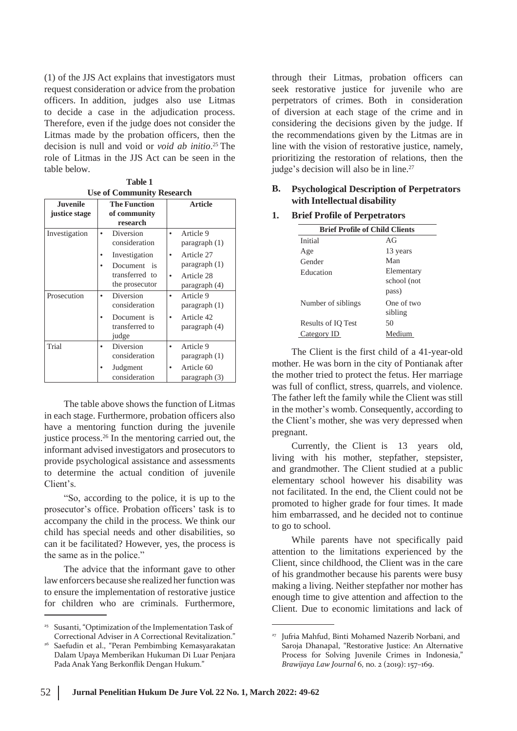(1) of the JJS Act explains that investigators must request consideration or advice from the probation officers. In addition, judges also use Litmas to decide a case in the adjudication process. Therefore, even if the judge does not consider the Litmas made by the probation officers, then the decision is null and void or *void ab initio*.[25] The role of Litmas in the JJS Act can be seen in the table below.

**Table 1**
**Use of Community Research**

| Juvenile justice stage | The Function of community research | Article |
|---|---|---|
| Investigation | • Diversion consideration<br>• Investigation<br>• Document is transferred to the prosecutor | • Article 9 paragraph (1)<br>• Article 27 paragraph (1)<br>• Article 28 paragraph (4) |
| Prosecution | • Diversion consideration<br>• Document is transferred to judge | • Article 9 paragraph (1)<br>• Article 42 paragraph (4) |
| Trial | • Diversion consideration<br>• Judgment consideration | • Article 9 paragraph (1)<br>• Article 60 paragraph (3) |

The table above shows the function of Litmas in each stage. Furthermore, probation officers also have a mentoring function during the juvenile justice process.[26] In the mentoring carried out, the informant advised investigators and prosecutors to provide psychological assistance and assessments to determine the actual condition of juvenile Client's.

"So, according to the police, it is up to the prosecutor's office. Probation officers' task is to accompany the child in the process. We think our child has special needs and other disabilities, so can it be facilitated? However, yes, the process is the same as in the police."

The advice that the informant gave to other law enforcers because she realized her function was to ensure the implementation of restorative justice for children who are criminals. Furthermore, through their Litmas, probation officers can seek restorative justice for juvenile who are perpetrators of crimes. Both in consideration of diversion at each stage of the crime and in considering the decisions given by the judge. If the recommendations given by the Litmas are in line with the vision of restorative justice, namely, prioritizing the restoration of relations, then the judge's decision will also be in line.[27]

## B. Psychological Description of Perpetrators with Intellectual disability

### 1. Brief Profile of Perpetrators

| Brief Profile of Child Clients | |
|---|---|
| Initial | AG |
| Age | 13 years |
| Gender | Man |
| Education | Elementary school (not pass) |
| Number of siblings | One of two sibling |
| Results of IQ Test | 50 |
| Category ID | Medium |

The Client is the first child of a 41-year-old mother. He was born in the city of Pontianak after the mother tried to protect the fetus. Her marriage was full of conflict, stress, quarrels, and violence. The father left the family while the Client was still in the mother's womb. Consequently, according to the Client's mother, she was very depressed when pregnant.

Currently, the Client is 13 years old, living with his mother, stepfather, stepsister, and grandmother. The Client studied at a public elementary school however his disability was not facilitated. In the end, the Client could not be promoted to higher grade for four times. It made him embarrassed, and he decided not to continue to go to school.

While parents have not specifically paid attention to the limitations experienced by the Client, since childhood, the Client was in the care of his grandmother because his parents were busy making a living. Neither stepfather nor mother has enough time to give attention and affection to the Client. Due to economic limitations and lack of

---

[25] Susanti, "Optimization of the Implementation Task of Correctional Adviser in A Correctional Revitalization."

[26] Saefudin et al., "Peran Pembimbing Kemasyarakatan Dalam Upaya Memberikan Hukuman Di Luar Penjara Pada Anak Yang Berkonflik Dengan Hukum."

[27] Jufria Mahfud, Binti Mohamed Nazerib Norbani, and Saroja Dhanapal, "Restorative Justice: An Alternative Process for Solving Juvenile Crimes in Indonesia," *Brawijaya Law Journal* 6, no. 2 (2019): 157–169.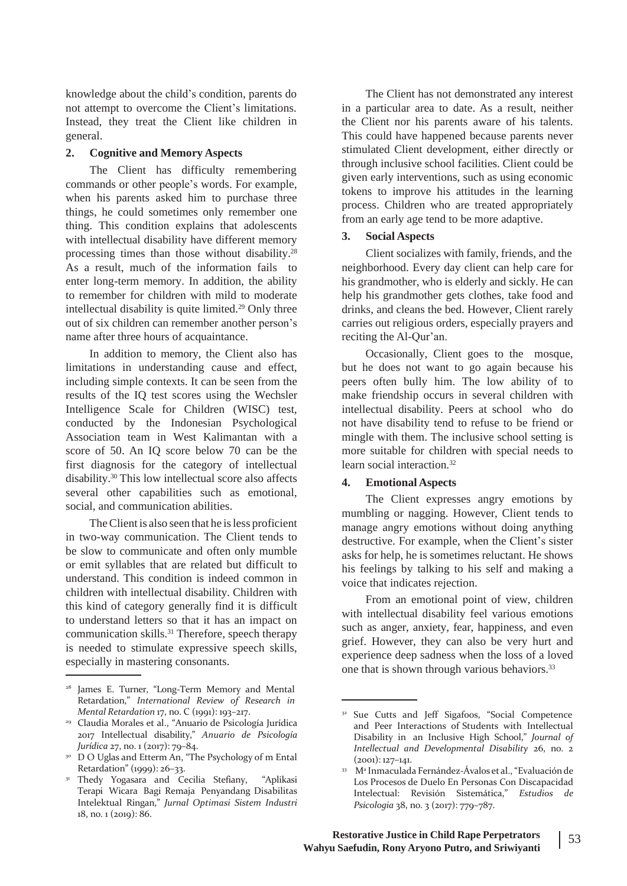knowledge about the child's condition, parents do not attempt to overcome the Client's limitations. Instead, they treat the Client like children in general.

**2. Cognitive and Memory Aspects**

The Client has difficulty remembering commands or other people's words. For example, when his parents asked him to purchase three things, he could sometimes only remember one thing. This condition explains that adolescents with intellectual disability have different memory processing times than those without disability.[28] As a result, much of the information fails to enter long-term memory. In addition, the ability to remember for children with mild to moderate intellectual disability is quite limited.[29] Only three out of six children can remember another person's name after three hours of acquaintance.

In addition to memory, the Client also has limitations in understanding cause and effect, including simple contexts. It can be seen from the results of the IQ test scores using the Wechsler Intelligence Scale for Children (WISC) test, conducted by the Indonesian Psychological Association team in West Kalimantan with a score of 50. An IQ score below 70 can be the first diagnosis for the category of intellectual disability.[30] This low intellectual score also affects several other capabilities such as emotional, social, and communication abilities.

The Client is also seen that he is less proficient in two-way communication. The Client tends to be slow to communicate and often only mumble or emit syllables that are related but difficult to understand. This condition is indeed common in children with intellectual disability. Children with this kind of category generally find it is difficult to understand letters so that it has an impact on communication skills.[31] Therefore, speech therapy is needed to stimulate expressive speech skills, especially in mastering consonants.

The Client has not demonstrated any interest in a particular area to date. As a result, neither the Client nor his parents aware of his talents. This could have happened because parents never stimulated Client development, either directly or through inclusive school facilities. Client could be given early interventions, such as using economic tokens to improve his attitudes in the learning process. Children who are treated appropriately from an early age tend to be more adaptive.

**3. Social Aspects**

Client socializes with family, friends, and the neighborhood. Every day client can help care for his grandmother, who is elderly and sickly. He can help his grandmother gets clothes, take food and drinks, and cleans the bed. However, Client rarely carries out religious orders, especially prayers and reciting the Al-Qur'an.

Occasionally, Client goes to the mosque, but he does not want to go again because his peers often bully him. The low ability of to make friendship occurs in several children with intellectual disability. Peers at school who do not have disability tend to refuse to be friend or mingle with them. The inclusive school setting is more suitable for children with special needs to learn social interaction.[32]

**4. Emotional Aspects**

The Client expresses angry emotions by mumbling or nagging. However, Client tends to manage angry emotions without doing anything destructive. For example, when the Client's sister asks for help, he is sometimes reluctant. He shows his feelings by talking to his self and making a voice that indicates rejection.

From an emotional point of view, children with intellectual disability feel various emotions such as anger, anxiety, fear, happiness, and even grief. However, they can also be very hurt and experience deep sadness when the loss of a loved one that is shown through various behaviors.[33]

---

[28] James E. Turner, "Long-Term Memory and Mental Retardation," *International Review of Research in Mental Retardation* 17, no. C (1991): 193–217.

[29] Claudia Morales et al., "Anuario de Psicología Jurídica 2017 Intellectual disability," *Anuario de Psicología Jurídica* 27, no. 1 (2017): 79–84.

[30] D O Uglas and Etterm An, "The Psychology of m Ental Retardation" (1999): 26–33.

[31] Thedy Yogasara and Cecilia Stefiany, "Aplikasi Terapi Wicara Bagi Remaja Penyandang Disabilitas Intelektual Ringan," *Jurnal Optimasi Sistem Industri* 18, no. 1 (2019): 86.

[32] Sue Cutts and Jeff Sigafoos, "Social Competence and Peer Interactions of Students with Intellectual Disability in an Inclusive High School," *Journal of Intellectual and Developmental Disability* 26, no. 2 (2001): 127–141.

[33] Mª Inmaculada Fernández-Ávalos et al., "Evaluación de Los Procesos de Duelo En Personas Con Discapacidad Intelectual: Revisión Sistemática," *Estudios de Psicologia* 38, no. 3 (2017): 779–787.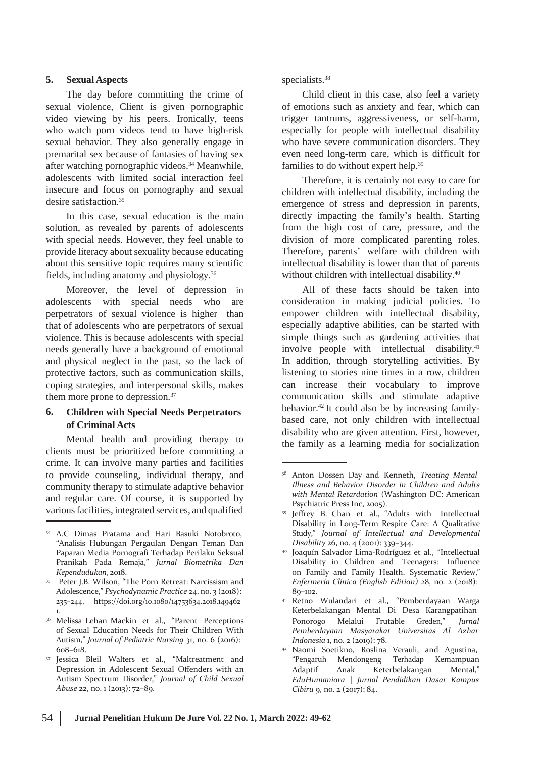### 5. Sexual Aspects

The day before committing the crime of sexual violence, Client is given pornographic video viewing by his peers. Ironically, teens who watch porn videos tend to have high-risk sexual behavior. They also generally engage in premarital sex because of fantasies of having sex after watching pornographic videos.[34] Meanwhile, adolescents with limited social interaction feel insecure and focus on pornography and sexual desire satisfaction.[35]

In this case, sexual education is the main solution, as revealed by parents of adolescents with special needs. However, they feel unable to provide literacy about sexuality because educating about this sensitive topic requires many scientific fields, including anatomy and physiology.[36]

Moreover, the level of depression in adolescents with special needs who are perpetrators of sexual violence is higher than that of adolescents who are perpetrators of sexual violence. This is because adolescents with special needs generally have a background of emotional and physical neglect in the past, so the lack of protective factors, such as communication skills, coping strategies, and interpersonal skills, makes them more prone to depression.[37]

### 6. Children with Special Needs Perpetrators of Criminal Acts

Mental health and providing therapy to clients must be prioritized before committing a crime. It can involve many parties and facilities to provide counseling, individual therapy, and community therapy to stimulate adaptive behavior and regular care. Of course, it is supported by various facilities, integrated services, and qualified specialists.[38]

Child client in this case, also feel a variety of emotions such as anxiety and fear, which can trigger tantrums, aggressiveness, or self-harm, especially for people with intellectual disability who have severe communication disorders. They even need long-term care, which is difficult for families to do without expert help.[39]

Therefore, it is certainly not easy to care for children with intellectual disability, including the emergence of stress and depression in parents, directly impacting the family's health. Starting from the high cost of care, pressure, and the division of more complicated parenting roles. Therefore, parents' welfare with children with intellectual disability is lower than that of parents without children with intellectual disability.[40]

All of these facts should be taken into consideration in making judicial policies. To empower children with intellectual disability, especially adaptive abilities, can be started with simple things such as gardening activities that involve people with intellectual disability.[41] In addition, through storytelling activities. By listening to stories nine times in a row, children can increase their vocabulary to improve communication skills and stimulate adaptive behavior.[42] It could also be by increasing family-based care, not only children with intellectual disability who are given attention. First, however, the family as a learning media for socialization

---

[34] A.C Dimas Pratama and Hari Basuki Notobroto, "Analisis Hubungan Pergaulan Dengan Teman Dan Paparan Media Pornografi Terhadap Perilaku Seksual Pranikah Pada Remaja," *Jurnal Biometrika Dan Kependudukan*, 2018.

[35] Peter J.B. Wilson, "The Porn Retreat: Narcissism and Adolescence," *Psychodynamic Practice* 24, no. 3 (2018): 235–244, https://doi.org/10.1080/14753634.2018.1494621.

[36] Melissa Lehan Mackin et al., "Parent Perceptions of Sexual Education Needs for Their Children With Autism," *Journal of Pediatric Nursing* 31, no. 6 (2016): 608–618.

[37] Jessica Bleil Walters et al., "Maltreatment and Depression in Adolescent Sexual Offenders with an Autism Spectrum Disorder," *Journal of Child Sexual Abuse* 22, no. 1 (2013): 72–89.

[38] Anton Dossen Day and Kenneth, *Treating Mental Illness and Behavior Disorder in Children and Adults with Mental Retardation* (Washington DC: American Psychiatric Press Inc, 2005).

[39] Jeffrey B. Chan et al., "Adults with Intellectual Disability in Long-Term Respite Care: A Qualitative Study," *Journal of Intellectual and Developmental Disability* 26, no. 4 (2001): 339–344.

[40] Joaquín Salvador Lima-Rodríguez et al., "Intellectual Disability in Children and Teenagers: Influence on Family and Family Health. Systematic Review," *Enfermería Clínica (English Edition)* 28, no. 2 (2018): 89–102.

[41] Retno Wulandari et al., "Pemberdayaan Warga Keterbelakangan Mental Di Desa Karangpatihan Ponorogo Melalui Frutable Greden," *Jurnal Pemberdayaan Masyarakat Universitas Al Azhar Indonesia* 1, no. 2 (2019): 78.

[42] Naomi Soetikno, Roslina Verauli, and Agustina, "Pengaruh Mendongeng Terhadap Kemampuan Adaptif Anak Keterbelakangan Mental," *EduHumaniora | Jurnal Pendidikan Dasar Kampus Cibiru* 9, no. 2 (2017): 84.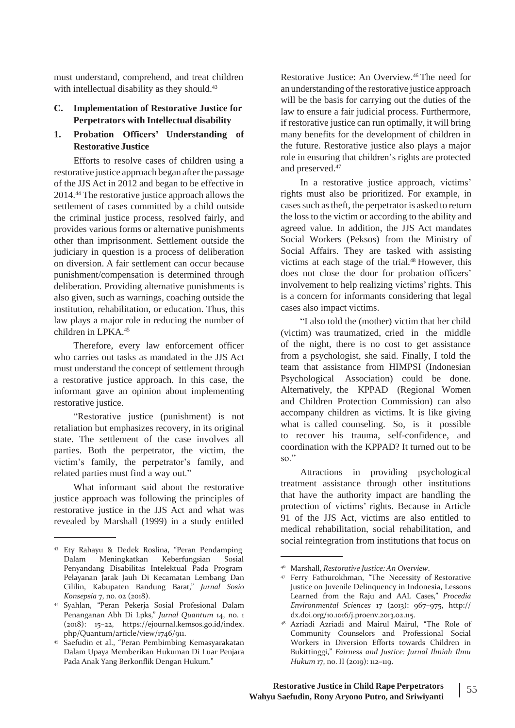must understand, comprehend, and treat children with intellectual disability as they should.[43]

## C. Implementation of Restorative Justice for Perpetrators with Intellectual disability

### 1. Probation Officers' Understanding of Restorative Justice

Efforts to resolve cases of children using a restorative justice approach began after the passage of the JJS Act in 2012 and began to be effective in 2014.[44] The restorative justice approach allows the settlement of cases committed by a child outside the criminal justice process, resolved fairly, and provides various forms or alternative punishments other than imprisonment. Settlement outside the judiciary in question is a process of deliberation on diversion. A fair settlement can occur because punishment/compensation is determined through deliberation. Providing alternative punishments is also given, such as warnings, coaching outside the institution, rehabilitation, or education. Thus, this law plays a major role in reducing the number of children in LPKA.[45]

Therefore, every law enforcement officer who carries out tasks as mandated in the JJS Act must understand the concept of settlement through a restorative justice approach. In this case, the informant gave an opinion about implementing restorative justice.

"Restorative justice (punishment) is not retaliation but emphasizes recovery, in its original state. The settlement of the case involves all parties. Both the perpetrator, the victim, the victim's family, the perpetrator's family, and related parties must find a way out."

What informant said about the restorative justice approach was following the principles of restorative justice in the JJS Act and what was revealed by Marshall (1999) in a study entitled Restorative Justice: An Overview.[46] The need for an understanding of the restorative justice approach will be the basis for carrying out the duties of the law to ensure a fair judicial process. Furthermore, if restorative justice can run optimally, it will bring many benefits for the development of children in the future. Restorative justice also plays a major role in ensuring that children's rights are protected and preserved.[47]

In a restorative justice approach, victims' rights must also be prioritized. For example, in cases such as theft, the perpetrator is asked to return the loss to the victim or according to the ability and agreed value. In addition, the JJS Act mandates Social Workers (Peksos) from the Ministry of Social Affairs. They are tasked with assisting victims at each stage of the trial.[48] However, this does not close the door for probation officers' involvement to help realizing victims' rights. This is a concern for informants considering that legal cases also impact victims.

"I also told the (mother) victim that her child (victim) was traumatized, cried in the middle of the night, there is no cost to get assistance from a psychologist, she said. Finally, I told the team that assistance from HIMPSI (Indonesian Psychological Association) could be done. Alternatively, the KPPAD (Regional Women and Children Protection Commission) can also accompany children as victims. It is like giving what is called counseling. So, is it possible to recover his trauma, self-confidence, and coordination with the KPPAD? It turned out to be so."

Attractions in providing psychological treatment assistance through other institutions that have the authority impact are handling the protection of victims' rights. Because in Article 91 of the JJS Act, victims are also entitled to medical rehabilitation, social rehabilitation, and social reintegration from institutions that focus on

---

[43] Ety Rahayu & Dedek Roslina, "Peran Pendamping Dalam Meningkatkan Keberfungsian Sosial Penyandang Disabilitas Intelektual Pada Program Pelayanan Jarak Jauh Di Kecamatan Lembang Dan Cililin, Kabupaten Bandung Barat," *Jurnal Sosio Konsepsia* 7, no. 02 (2018).

[44] Syahlan, "Peran Pekerja Sosial Profesional Dalam Penanganan Abh Di Lpks," *Jurnal Quantum* 14, no. 1 (2018): 15–22, https://ejournal.kemsos.go.id/index.php/Quantum/article/view/1746/911.

[45] Saefudin et al., "Peran Pembimbing Kemasyarakatan Dalam Upaya Memberikan Hukuman Di Luar Penjara Pada Anak Yang Berkonflik Dengan Hukum."

[46] Marshall, *Restorative Justice: An Overview*.

[47] Ferry Fathurokhman, "The Necessity of Restorative Justice on Juvenile Delinquency in Indonesia, Lessons Learned from the Raju and AAL Cases," *Procedia Environmental Sciences* 17 (2013): 967–975, http://dx.doi.org/10.1016/j.proenv.2013.02.115.

[48] Azriadi Azriadi and Mairul Mairul, "The Role of Community Counselors and Professional Social Workers in Diversion Efforts towards Children in Bukittinggi," *Fairness and Justice: Jurnal Ilmiah Ilmu Hukum* 17, no. II (2019): 112–119.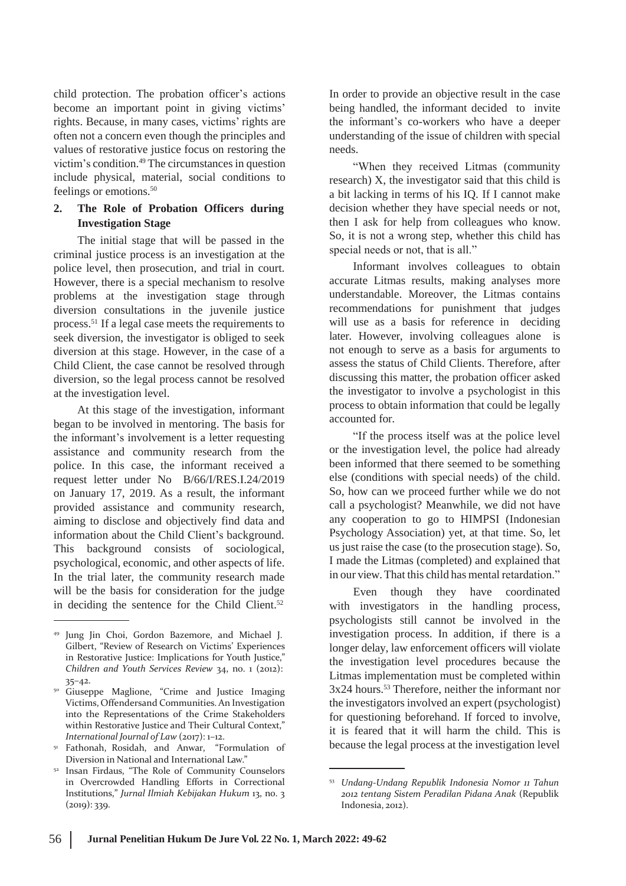child protection. The probation officer's actions become an important point in giving victims' rights. Because, in many cases, victims' rights are often not a concern even though the principles and values of restorative justice focus on restoring the victim's condition.[49] The circumstances in question include physical, material, social conditions to feelings or emotions.[50]

## 2. The Role of Probation Officers during Investigation Stage

The initial stage that will be passed in the criminal justice process is an investigation at the police level, then prosecution, and trial in court. However, there is a special mechanism to resolve problems at the investigation stage through diversion consultations in the juvenile justice process.[51] If a legal case meets the requirements to seek diversion, the investigator is obliged to seek diversion at this stage. However, in the case of a Child Client, the case cannot be resolved through diversion, so the legal process cannot be resolved at the investigation level.

At this stage of the investigation, informant began to be involved in mentoring. The basis for the informant's involvement is a letter requesting assistance and community research from the police. In this case, the informant received a request letter under No B/66/I/RES.I.24/2019 on January 17, 2019. As a result, the informant provided assistance and community research, aiming to disclose and objectively find data and information about the Child Client's background. This background consists of sociological, psychological, economic, and other aspects of life. In the trial later, the community research made will be the basis for consideration for the judge in deciding the sentence for the Child Client.[52] In order to provide an objective result in the case being handled, the informant decided to invite the informant's co-workers who have a deeper understanding of the issue of children with special needs.

"When they received Litmas (community research) X, the investigator said that this child is a bit lacking in terms of his IQ. If I cannot make decision whether they have special needs or not, then I ask for help from colleagues who know. So, it is not a wrong step, whether this child has special needs or not, that is all."

Informant involves colleagues to obtain accurate Litmas results, making analyses more understandable. Moreover, the Litmas contains recommendations for punishment that judges will use as a basis for reference in deciding later. However, involving colleagues alone is not enough to serve as a basis for arguments to assess the status of Child Clients. Therefore, after discussing this matter, the probation officer asked the investigator to involve a psychologist in this process to obtain information that could be legally accounted for.

"If the process itself was at the police level or the investigation level, the police had already been informed that there seemed to be something else (conditions with special needs) of the child. So, how can we proceed further while we do not call a psychologist? Meanwhile, we did not have any cooperation to go to HIMPSI (Indonesian Psychology Association) yet, at that time. So, let us just raise the case (to the prosecution stage). So, I made the Litmas (completed) and explained that in our view. That this child has mental retardation."

Even though they have coordinated with investigators in the handling process, psychologists still cannot be involved in the investigation process. In addition, if there is a longer delay, law enforcement officers will violate the investigation level procedures because the Litmas implementation must be completed within 3x24 hours.[53] Therefore, neither the informant nor the investigators involved an expert (psychologist) for questioning beforehand. If forced to involve, it is feared that it will harm the child. This is because the legal process at the investigation level

---

[49] Jung Jin Choi, Gordon Bazemore, and Michael J. Gilbert, "Review of Research on Victims' Experiences in Restorative Justice: Implications for Youth Justice," *Children and Youth Services Review* 34, no. 1 (2012): 35–42.

[50] Giuseppe Maglione, "Crime and Justice Imaging Victims, Offendersand Communities. An Investigation into the Representations of the Crime Stakeholders within Restorative Justice and Their Cultural Context," *International Journal of Law* (2017): 1–12.

[51] Fathonah, Rosidah, and Anwar, "Formulation of Diversion in National and International Law."

[52] Insan Firdaus, "The Role of Community Counselors in Overcrowded Handling Efforts in Correctional Institutions," *Jurnal Ilmiah Kebijakan Hukum* 13, no. 3 (2019): 339.

[53] *Undang-Undang Republik Indonesia Nomor 11 Tahun 2012 tentang Sistem Peradilan Pidana Anak* (Republik Indonesia, 2012).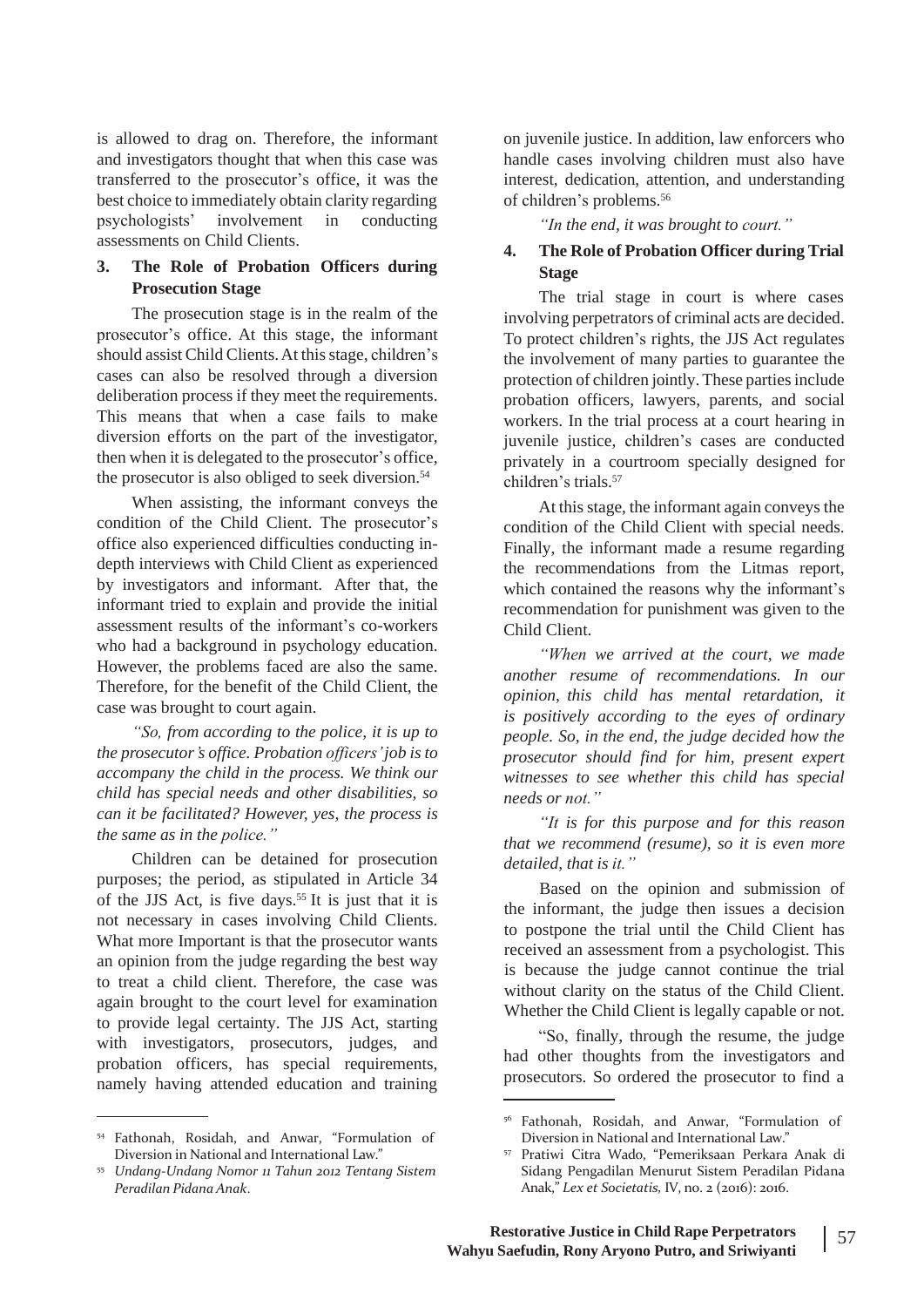is allowed to drag on. Therefore, the informant and investigators thought that when this case was transferred to the prosecutor's office, it was the best choice to immediately obtain clarity regarding psychologists' involvement in conducting assessments on Child Clients.

### 3. The Role of Probation Officers during Prosecution Stage

The prosecution stage is in the realm of the prosecutor's office. At this stage, the informant should assist Child Clients. At this stage, children's cases can also be resolved through a diversion deliberation process if they meet the requirements. This means that when a case fails to make diversion efforts on the part of the investigator, then when it is delegated to the prosecutor's office, the prosecutor is also obliged to seek diversion.[54]

When assisting, the informant conveys the condition of the Child Client. The prosecutor's office also experienced difficulties conducting in-depth interviews with Child Client as experienced by investigators and informant. After that, the informant tried to explain and provide the initial assessment results of the informant's co-workers who had a background in psychology education. However, the problems faced are also the same. Therefore, for the benefit of the Child Client, the case was brought to court again.

*"So, from according to the police, it is up to the prosecutor's office. Probation officers' job is to accompany the child in the process. We think our child has special needs and other disabilities, so can it be facilitated? However, yes, the process is the same as in the police."*

Children can be detained for prosecution purposes; the period, as stipulated in Article 34 of the JJS Act, is five days.[55] It is just that it is not necessary in cases involving Child Clients. What more Important is that the prosecutor wants an opinion from the judge regarding the best way to treat a child client. Therefore, the case was again brought to the court level for examination to provide legal certainty. The JJS Act, starting with investigators, prosecutors, judges, and probation officers, has special requirements, namely having attended education and training on juvenile justice. In addition, law enforcers who handle cases involving children must also have interest, dedication, attention, and understanding of children's problems.[56]

*"In the end, it was brought to court."*

### 4. The Role of Probation Officer during Trial Stage

The trial stage in court is where cases involving perpetrators of criminal acts are decided. To protect children's rights, the JJS Act regulates the involvement of many parties to guarantee the protection of children jointly. These parties include probation officers, lawyers, parents, and social workers. In the trial process at a court hearing in juvenile justice, children's cases are conducted privately in a courtroom specially designed for children's trials.[57]

At this stage, the informant again conveys the condition of the Child Client with special needs. Finally, the informant made a resume regarding the recommendations from the Litmas report, which contained the reasons why the informant's recommendation for punishment was given to the Child Client.

*"When we arrived at the court, we made another resume of recommendations. In our opinion, this child has mental retardation, it is positively according to the eyes of ordinary people. So, in the end, the judge decided how the prosecutor should find for him, present expert witnesses to see whether this child has special needs or not."*

*"It is for this purpose and for this reason that we recommend (resume), so it is even more detailed, that is it."*

Based on the opinion and submission of the informant, the judge then issues a decision to postpone the trial until the Child Client has received an assessment from a psychologist. This is because the judge cannot continue the trial without clarity on the status of the Child Client. Whether the Child Client is legally capable or not.

"So, finally, through the resume, the judge had other thoughts from the investigators and prosecutors. So ordered the prosecutor to find a

---

[54] Fathonah, Rosidah, and Anwar, "Formulation of Diversion in National and International Law."

[55] *Undang-Undang Nomor 11 Tahun 2012 Tentang Sistem Peradilan Pidana Anak*.

[56] Fathonah, Rosidah, and Anwar, "Formulation of Diversion in National and International Law."

[57] Pratiwi Citra Wado, "Pemeriksaan Perkara Anak di Sidang Pengadilan Menurut Sistem Peradilan Pidana Anak," *Lex et Societatis,* IV, no. 2 (2016): 2016.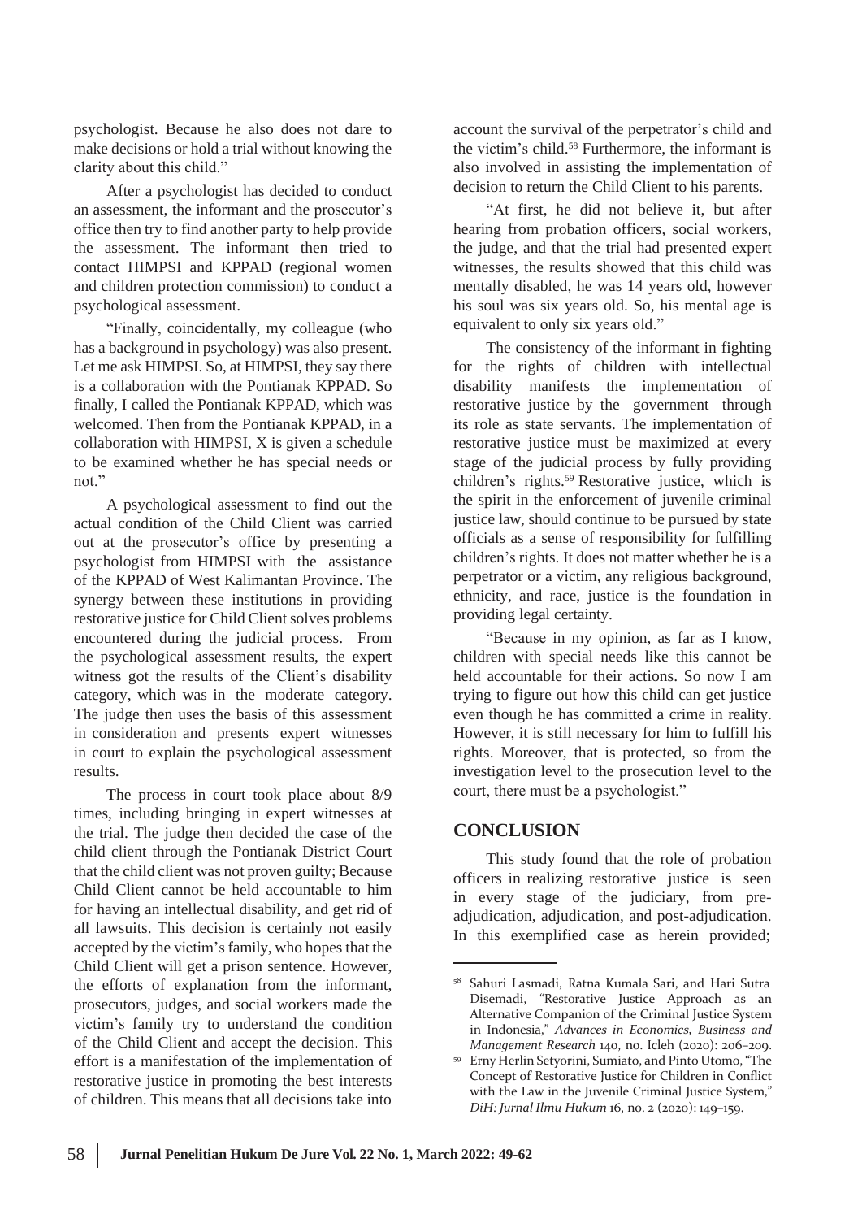psychologist. Because he also does not dare to make decisions or hold a trial without knowing the clarity about this child."

After a psychologist has decided to conduct an assessment, the informant and the prosecutor's office then try to find another party to help provide the assessment. The informant then tried to contact HIMPSI and KPPAD (regional women and children protection commission) to conduct a psychological assessment.

"Finally, coincidentally, my colleague (who has a background in psychology) was also present. Let me ask HIMPSI. So, at HIMPSI, they say there is a collaboration with the Pontianak KPPAD. So finally, I called the Pontianak KPPAD, which was welcomed. Then from the Pontianak KPPAD, in a collaboration with HIMPSI, X is given a schedule to be examined whether he has special needs or not."

A psychological assessment to find out the actual condition of the Child Client was carried out at the prosecutor's office by presenting a psychologist from HIMPSI with the assistance of the KPPAD of West Kalimantan Province. The synergy between these institutions in providing restorative justice for Child Client solves problems encountered during the judicial process. From the psychological assessment results, the expert witness got the results of the Client's disability category, which was in the moderate category. The judge then uses the basis of this assessment in consideration and presents expert witnesses in court to explain the psychological assessment results.

The process in court took place about 8/9 times, including bringing in expert witnesses at the trial. The judge then decided the case of the child client through the Pontianak District Court that the child client was not proven guilty; Because Child Client cannot be held accountable to him for having an intellectual disability, and get rid of all lawsuits. This decision is certainly not easily accepted by the victim's family, who hopes that the Child Client will get a prison sentence. However, the efforts of explanation from the informant, prosecutors, judges, and social workers made the victim's family try to understand the condition of the Child Client and accept the decision. This effort is a manifestation of the implementation of restorative justice in promoting the best interests of children. This means that all decisions take into account the survival of the perpetrator's child and the victim's child.[58] Furthermore, the informant is also involved in assisting the implementation of decision to return the Child Client to his parents.

"At first, he did not believe it, but after hearing from probation officers, social workers, the judge, and that the trial had presented expert witnesses, the results showed that this child was mentally disabled, he was 14 years old, however his soul was six years old. So, his mental age is equivalent to only six years old."

The consistency of the informant in fighting for the rights of children with intellectual disability manifests the implementation of restorative justice by the government through its role as state servants. The implementation of restorative justice must be maximized at every stage of the judicial process by fully providing children's rights.[59] Restorative justice, which is the spirit in the enforcement of juvenile criminal justice law, should continue to be pursued by state officials as a sense of responsibility for fulfilling children's rights. It does not matter whether he is a perpetrator or a victim, any religious background, ethnicity, and race, justice is the foundation in providing legal certainty.

"Because in my opinion, as far as I know, children with special needs like this cannot be held accountable for their actions. So now I am trying to figure out how this child can get justice even though he has committed a crime in reality. However, it is still necessary for him to fulfill his rights. Moreover, that is protected, so from the investigation level to the prosecution level to the court, there must be a psychologist."

## CONCLUSION

This study found that the role of probation officers in realizing restorative justice is seen in every stage of the judiciary, from pre-adjudication, adjudication, and post-adjudication. In this exemplified case as herein provided;

---

[58] Sahuri Lasmadi, Ratna Kumala Sari, and Hari Sutra Disemadi, "Restorative Justice Approach as an Alternative Companion of the Criminal Justice System in Indonesia," *Advances in Economics, Business and Management Research* 140, no. Icleh (2020): 206–209.

[59] Erny Herlin Setyorini, Sumiato, and Pinto Utomo, "The Concept of Restorative Justice for Children in Conflict with the Law in the Juvenile Criminal Justice System," *DiH: Jurnal Ilmu Hukum* 16, no. 2 (2020): 149–159.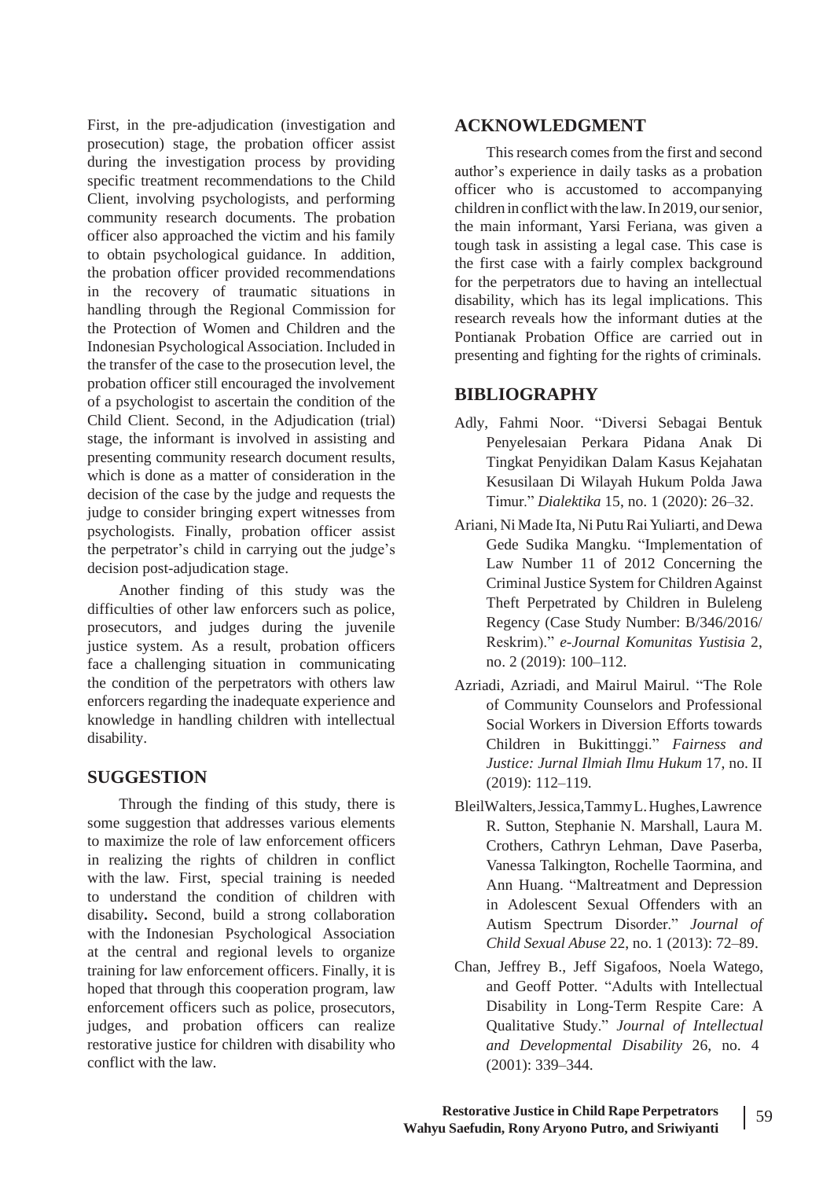First, in the pre-adjudication (investigation and prosecution) stage, the probation officer assist during the investigation process by providing specific treatment recommendations to the Child Client, involving psychologists, and performing community research documents. The probation officer also approached the victim and his family to obtain psychological guidance. In addition, the probation officer provided recommendations in the recovery of traumatic situations in handling through the Regional Commission for the Protection of Women and Children and the Indonesian Psychological Association. Included in the transfer of the case to the prosecution level, the probation officer still encouraged the involvement of a psychologist to ascertain the condition of the Child Client. Second, in the Adjudication (trial) stage, the informant is involved in assisting and presenting community research document results, which is done as a matter of consideration in the decision of the case by the judge and requests the judge to consider bringing expert witnesses from psychologists. Finally, probation officer assist the perpetrator's child in carrying out the judge's decision post-adjudication stage.

Another finding of this study was the difficulties of other law enforcers such as police, prosecutors, and judges during the juvenile justice system. As a result, probation officers face a challenging situation in communicating the condition of the perpetrators with others law enforcers regarding the inadequate experience and knowledge in handling children with intellectual disability.

## SUGGESTION

Through the finding of this study, there is some suggestion that addresses various elements to maximize the role of law enforcement officers in realizing the rights of children in conflict with the law. First, special training is needed to understand the condition of children with disability**.** Second, build a strong collaboration with the Indonesian Psychological Association at the central and regional levels to organize training for law enforcement officers. Finally, it is hoped that through this cooperation program, law enforcement officers such as police, prosecutors, judges, and probation officers can realize restorative justice for children with disability who conflict with the law.

## ACKNOWLEDGMENT

This research comes from the first and second author's experience in daily tasks as a probation officer who is accustomed to accompanying children in conflict with the law. In 2019, our senior, the main informant, Yarsi Feriana, was given a tough task in assisting a legal case. This case is the first case with a fairly complex background for the perpetrators due to having an intellectual disability, which has its legal implications. This research reveals how the informant duties at the Pontianak Probation Office are carried out in presenting and fighting for the rights of criminals.

## BIBLIOGRAPHY

Adly, Fahmi Noor. "Diversi Sebagai Bentuk Penyelesaian Perkara Pidana Anak Di Tingkat Penyidikan Dalam Kasus Kejahatan Kesusilaan Di Wilayah Hukum Polda Jawa Timur." *Dialektika* 15, no. 1 (2020): 26–32.

Ariani, Ni Made Ita, Ni Putu Rai Yuliarti, and Dewa Gede Sudika Mangku. "Implementation of Law Number 11 of 2012 Concerning the Criminal Justice System for Children Against Theft Perpetrated by Children in Buleleng Regency (Case Study Number: B/346/2016/ Reskrim)." *e-Journal Komunitas Yustisia* 2, no. 2 (2019): 100–112.

Azriadi, Azriadi, and Mairul Mairul. "The Role of Community Counselors and Professional Social Workers in Diversion Efforts towards Children in Bukittinggi." *Fairness and Justice: Jurnal Ilmiah Ilmu Hukum* 17, no. II (2019): 112–119.

BleilWalters, Jessica, Tammy L. Hughes, Lawrence R. Sutton, Stephanie N. Marshall, Laura M. Crothers, Cathryn Lehman, Dave Paserba, Vanessa Talkington, Rochelle Taormina, and Ann Huang. "Maltreatment and Depression in Adolescent Sexual Offenders with an Autism Spectrum Disorder." *Journal of Child Sexual Abuse* 22, no. 1 (2013): 72–89.

Chan, Jeffrey B., Jeff Sigafoos, Noela Watego, and Geoff Potter. "Adults with Intellectual Disability in Long-Term Respite Care: A Qualitative Study." *Journal of Intellectual and Developmental Disability* 26, no. 4 (2001): 339–344.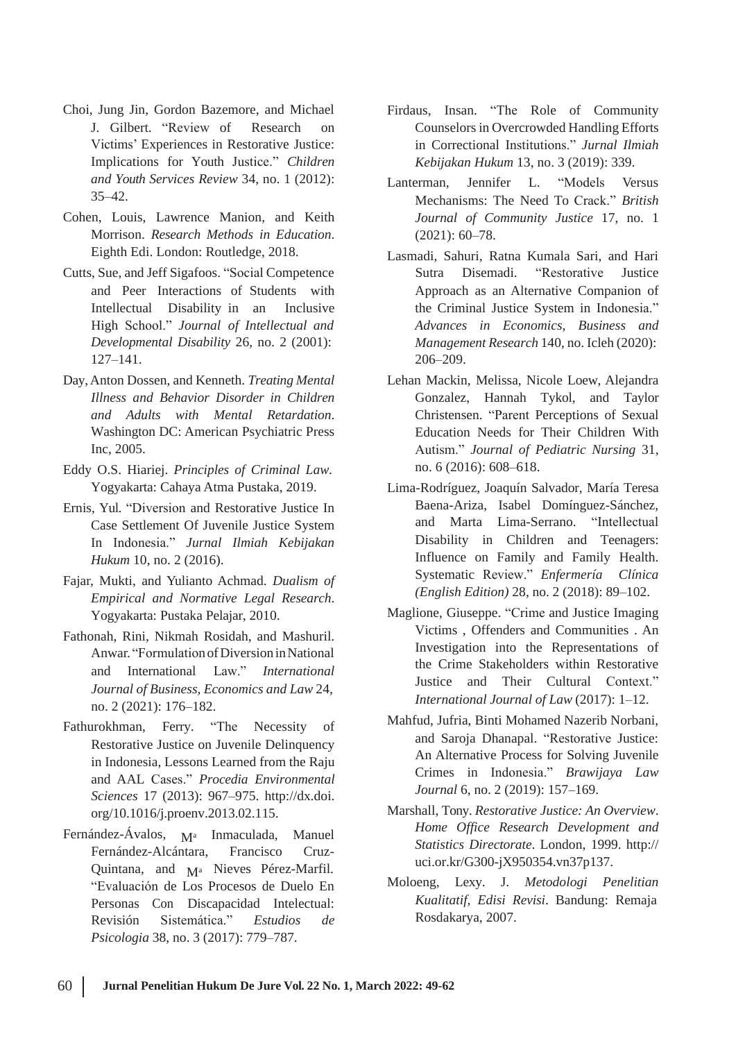Choi, Jung Jin, Gordon Bazemore, and Michael J. Gilbert. "Review of Research on Victims' Experiences in Restorative Justice: Implications for Youth Justice." *Children and Youth Services Review* 34, no. 1 (2012): 35–42.

Cohen, Louis, Lawrence Manion, and Keith Morrison. *Research Methods in Education*. Eighth Edi. London: Routledge, 2018.

Cutts, Sue, and Jeff Sigafoos. "Social Competence and Peer Interactions of Students with Intellectual Disability in an Inclusive High School." *Journal of Intellectual and Developmental Disability* 26, no. 2 (2001): 127–141.

Day, Anton Dossen, and Kenneth. *Treating Mental Illness and Behavior Disorder in Children and Adults with Mental Retardation*. Washington DC: American Psychiatric Press Inc, 2005.

Eddy O.S. Hiariej. *Principles of Criminal Law*. Yogyakarta: Cahaya Atma Pustaka, 2019.

Ernis, Yul. "Diversion and Restorative Justice In Case Settlement Of Juvenile Justice System In Indonesia." *Jurnal Ilmiah Kebijakan Hukum* 10, no. 2 (2016).

Fajar, Mukti, and Yulianto Achmad. *Dualism of Empirical and Normative Legal Research*. Yogyakarta: Pustaka Pelajar, 2010.

Fathonah, Rini, Nikmah Rosidah, and Mashuril. Anwar. "Formulation of Diversion in National and International Law." *International Journal of Business, Economics and Law* 24, no. 2 (2021): 176–182.

Fathurokhman, Ferry. "The Necessity of Restorative Justice on Juvenile Delinquency in Indonesia, Lessons Learned from the Raju and AAL Cases." *Procedia Environmental Sciences* 17 (2013): 967–975. http://dx.doi.org/10.1016/j.proenv.2013.02.115.

Fernández-Ávalos, Mª Inmaculada, Manuel Fernández-Alcántara, Francisco Cruz-Quintana, and Mª Nieves Pérez-Marfil. "Evaluación de Los Procesos de Duelo En Personas Con Discapacidad Intelectual: Revisión Sistemática." *Estudios de Psicologia* 38, no. 3 (2017): 779–787.

Firdaus, Insan. "The Role of Community Counselors in Overcrowded Handling Efforts in Correctional Institutions." *Jurnal Ilmiah Kebijakan Hukum* 13, no. 3 (2019): 339.

Lanterman, Jennifer L. "Models Versus Mechanisms: The Need To Crack." *British Journal of Community Justice* 17, no. 1 (2021): 60–78.

Lasmadi, Sahuri, Ratna Kumala Sari, and Hari Sutra Disemadi. "Restorative Justice Approach as an Alternative Companion of the Criminal Justice System in Indonesia." *Advances in Economics, Business and Management Research* 140, no. Icleh (2020): 206–209.

Lehan Mackin, Melissa, Nicole Loew, Alejandra Gonzalez, Hannah Tykol, and Taylor Christensen. "Parent Perceptions of Sexual Education Needs for Their Children With Autism." *Journal of Pediatric Nursing* 31, no. 6 (2016): 608–618.

Lima-Rodríguez, Joaquín Salvador, María Teresa Baena-Ariza, Isabel Domínguez-Sánchez, and Marta Lima-Serrano. "Intellectual Disability in Children and Teenagers: Influence on Family and Family Health. Systematic Review." *Enfermería Clínica (English Edition)* 28, no. 2 (2018): 89–102.

Maglione, Giuseppe. "Crime and Justice Imaging Victims , Offenders and Communities . An Investigation into the Representations of the Crime Stakeholders within Restorative Justice and Their Cultural Context." *International Journal of Law* (2017): 1–12.

Mahfud, Jufria, Binti Mohamed Nazerib Norbani, and Saroja Dhanapal. "Restorative Justice: An Alternative Process for Solving Juvenile Crimes in Indonesia." *Brawijaya Law Journal* 6, no. 2 (2019): 157–169.

Marshall, Tony. *Restorative Justice: An Overview. Home Office Research Development and Statistics Directorate*. London, 1999. http://uci.or.kr/G300-jX950354.vn37p137.

Moloeng, Lexy. J. *Metodologi Penelitian Kualitatif, Edisi Revisi*. Bandung: Remaja Rosdakarya, 2007.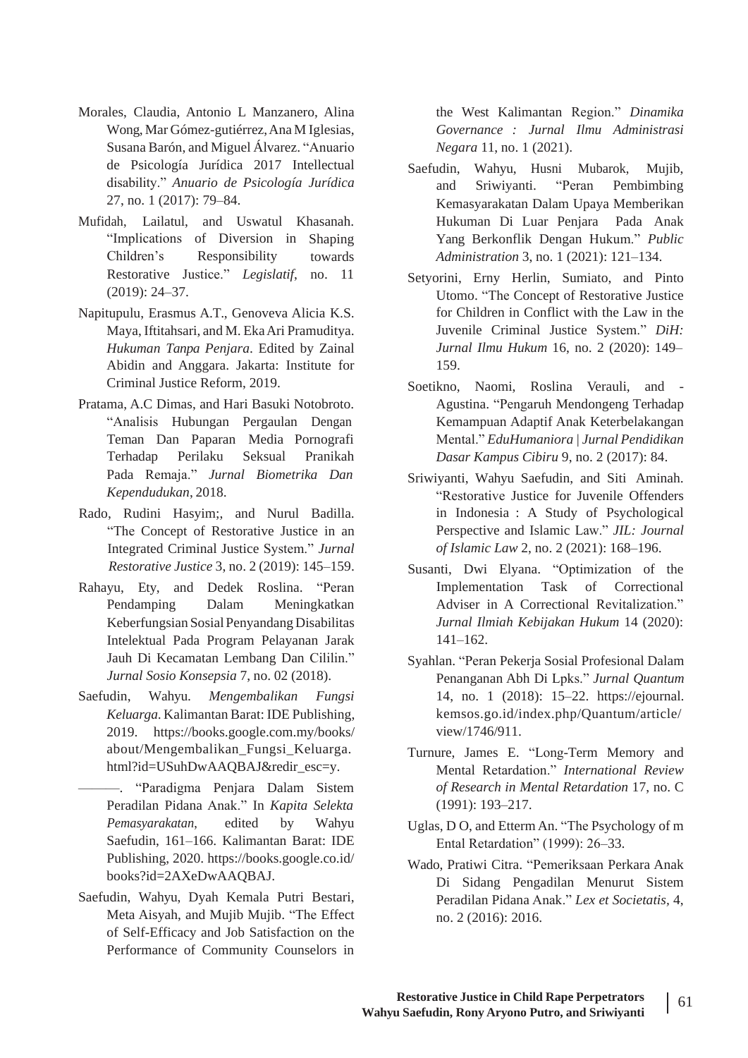Morales, Claudia, Antonio L Manzanero, Alina Wong, Mar Gómez-gutiérrez, Ana M Iglesias, Susana Barón, and Miguel Álvarez. "Anuario de Psicología Jurídica 2017 Intellectual disability." *Anuario de Psicología Jurídica* 27, no. 1 (2017): 79–84.

Mufidah, Lailatul, and Uswatul Khasanah. "Implications of Diversion in Shaping Children's Responsibility towards Restorative Justice." *Legislatif*, no. 11 (2019): 24–37.

Napitupulu, Erasmus A.T., Genoveva Alicia K.S. Maya, Iftitahsari, and M. Eka Ari Pramuditya. *Hukuman Tanpa Penjara*. Edited by Zainal Abidin and Anggara. Jakarta: Institute for Criminal Justice Reform, 2019.

Pratama, A.C Dimas, and Hari Basuki Notobroto. "Analisis Hubungan Pergaulan Dengan Teman Dan Paparan Media Pornografi Terhadap Perilaku Seksual Pranikah Pada Remaja." *Jurnal Biometrika Dan Kependudukan*, 2018.

Rado, Rudini Hasyim;, and Nurul Badilla. "The Concept of Restorative Justice in an Integrated Criminal Justice System." *Jurnal Restorative Justice* 3, no. 2 (2019): 145–159.

Rahayu, Ety, and Dedek Roslina. "Peran Pendamping Dalam Meningkatkan Keberfungsian Sosial Penyandang Disabilitas Intelektual Pada Program Pelayanan Jarak Jauh Di Kecamatan Lembang Dan Cililin." *Jurnal Sosio Konsepsia* 7, no. 02 (2018).

Saefudin, Wahyu. *Mengembalikan Fungsi Keluarga*. Kalimantan Barat: IDE Publishing, 2019. https://books.google.com.my/books/about/Mengembalikan_Fungsi_Keluarga.html?id=USuhDwAAQBAJ&redir_esc=y.

———. "Paradigma Penjara Dalam Sistem Peradilan Pidana Anak." In *Kapita Selekta Pemasyarakatan*, edited by Wahyu Saefudin, 161–166. Kalimantan Barat: IDE Publishing, 2020. https://books.google.co.id/books?id=2AXeDwAAQBAJ.

Saefudin, Wahyu, Dyah Kemala Putri Bestari, Meta Aisyah, and Mujib Mujib. "The Effect of Self-Efficacy and Job Satisfaction on the Performance of Community Counselors in the West Kalimantan Region." *Dinamika Governance : Jurnal Ilmu Administrasi Negara* 11, no. 1 (2021).

Saefudin, Wahyu, Husni Mubarok, Mujib, and Sriwiyanti. "Peran Pembimbing Kemasyarakatan Dalam Upaya Memberikan Hukuman Di Luar Penjara Pada Anak Yang Berkonflik Dengan Hukum." *Public Administration* 3, no. 1 (2021): 121–134.

Setyorini, Erny Herlin, Sumiato, and Pinto Utomo. "The Concept of Restorative Justice for Children in Conflict with the Law in the Juvenile Criminal Justice System." *DiH: Jurnal Ilmu Hukum* 16, no. 2 (2020): 149–159.

Soetikno, Naomi, Roslina Verauli, and - Agustina. "Pengaruh Mendongeng Terhadap Kemampuan Adaptif Anak Keterbelakangan Mental." *EduHumaniora | Jurnal Pendidikan Dasar Kampus Cibiru* 9, no. 2 (2017): 84.

Sriwiyanti, Wahyu Saefudin, and Siti Aminah. "Restorative Justice for Juvenile Offenders in Indonesia : A Study of Psychological Perspective and Islamic Law." *JIL: Journal of Islamic Law* 2, no. 2 (2021): 168–196.

Susanti, Dwi Elyana. "Optimization of the Implementation Task of Correctional Adviser in A Correctional Revitalization." *Jurnal Ilmiah Kebijakan Hukum* 14 (2020): 141–162.

Syahlan. "Peran Pekerja Sosial Profesional Dalam Penanganan Abh Di Lpks." *Jurnal Quantum* 14, no. 1 (2018): 15–22. https://ejournal.kemsos.go.id/index.php/Quantum/article/view/1746/911.

Turnure, James E. "Long-Term Memory and Mental Retardation." *International Review of Research in Mental Retardation* 17, no. C (1991): 193–217.

Uglas, D O, and Etterm An. "The Psychology of m Ental Retardation" (1999): 26–33.

Wado, Pratiwi Citra. "Pemeriksaan Perkara Anak Di Sidang Pengadilan Menurut Sistem Peradilan Pidana Anak." *Lex et Societatis*, 4, no. 2 (2016): 2016.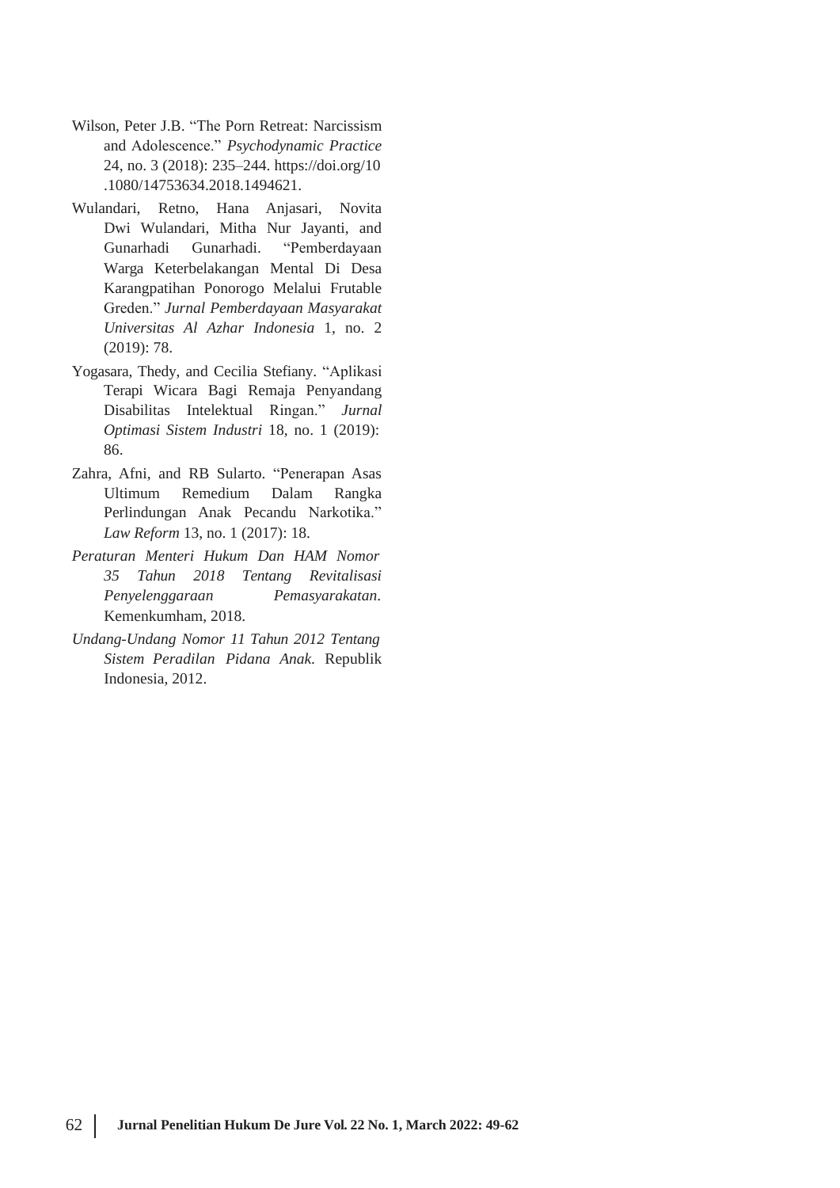Wilson, Peter J.B. "The Porn Retreat: Narcissism and Adolescence." *Psychodynamic Practice* 24, no. 3 (2018): 235–244. https://doi.org/10.1080/14753634.2018.1494621.

Wulandari, Retno, Hana Anjasari, Novita Dwi Wulandari, Mitha Nur Jayanti, and Gunarhadi Gunarhadi. "Pemberdayaan Warga Keterbelakangan Mental Di Desa Karangpatihan Ponorogo Melalui Frutable Greden." *Jurnal Pemberdayaan Masyarakat Universitas Al Azhar Indonesia* 1, no. 2 (2019): 78.

Yogasara, Thedy, and Cecilia Stefiany. "Aplikasi Terapi Wicara Bagi Remaja Penyandang Disabilitas Intelektual Ringan." *Jurnal Optimasi Sistem Industri* 18, no. 1 (2019): 86.

Zahra, Afni, and RB Sularto. "Penerapan Asas Ultimum Remedium Dalam Rangka Perlindungan Anak Pecandu Narkotika." *Law Reform* 13, no. 1 (2017): 18.

*Peraturan Menteri Hukum Dan HAM Nomor 35 Tahun 2018 Tentang Revitalisasi Penyelenggaraan Pemasyarakatan*. Kemenkumham, 2018.

*Undang-Undang Nomor 11 Tahun 2012 Tentang Sistem Peradilan Pidana Anak*. Republik Indonesia, 2012.